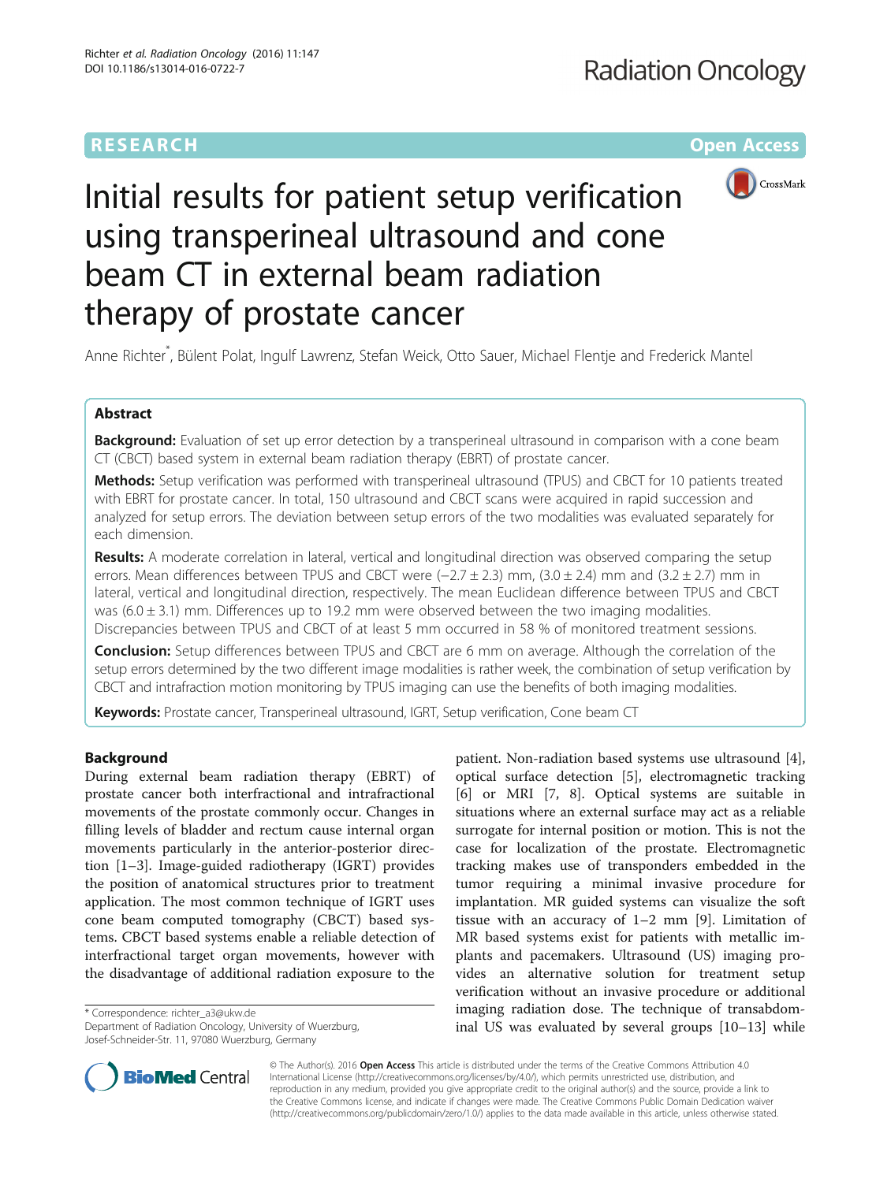RESEARCH Open Access

# Initial results for patient setup verification using transperineal ultrasound and cone beam CT in external beam radiation therapy of prostate cancer

Anne Richter*, Bülent Polat, Ingulf Lawrenz, Stefan Weick, Otto Sauer, Michael Flentje and Frederick Mantel

## Abstract

**Background:** Evaluation of set up error detection by a transperineal ultrasound in comparison with a cone beam CT (CBCT) based system in external beam radiation therapy (EBRT) of prostate cancer.

**Methods:** Setup verification was performed with transperineal ultrasound (TPUS) and CBCT for 10 patients treated with EBRT for prostate cancer. In total, 150 ultrasound and CBCT scans were acquired in rapid succession and analyzed for setup errors. The deviation between setup errors of the two modalities was evaluated separately for each dimension.

**Results:** A moderate correlation in lateral, vertical and longitudinal direction was observed comparing the setup errors. Mean differences between TPUS and CBCT were (−2.7 ± 2.3) mm, (3.0 ± 2.4) mm and (3.2 ± 2.7) mm in lateral, vertical and longitudinal direction, respectively. The mean Euclidean difference between TPUS and CBCT was (6.0 ± 3.1) mm. Differences up to 19.2 mm were observed between the two imaging modalities. Discrepancies between TPUS and CBCT of at least 5 mm occurred in 58 % of monitored treatment sessions.

**Conclusion:** Setup differences between TPUS and CBCT are 6 mm on average. Although the correlation of the setup errors determined by the two different image modalities is rather week, the combination of setup verification by CBCT and intrafraction motion monitoring by TPUS imaging can use the benefits of both imaging modalities.

**Keywords:** Prostate cancer, Transperineal ultrasound, IGRT, Setup verification, Cone beam CT

## Background

During external beam radiation therapy (EBRT) of prostate cancer both interfractional and intrafractional movements of the prostate commonly occur. Changes in filling levels of bladder and rectum cause internal organ movements particularly in the anterior-posterior direction [1–3]. Image-guided radiotherapy (IGRT) provides the position of anatomical structures prior to treatment application. The most common technique of IGRT uses cone beam computed tomography (CBCT) based systems. CBCT based systems enable a reliable detection of interfractional target organ movements, however with the disadvantage of additional radiation exposure to the patient. Non-radiation based systems use ultrasound [4], optical surface detection [5], electromagnetic tracking [6] or MRI [7, 8]. Optical systems are suitable in situations where an external surface may act as a reliable surrogate for internal position or motion. This is not the case for localization of the prostate. Electromagnetic tracking makes use of transponders embedded in the tumor requiring a minimal invasive procedure for implantation. MR guided systems can visualize the soft tissue with an accuracy of 1–2 mm [9]. Limitation of MR based systems exist for patients with metallic implants and pacemakers. Ultrasound (US) imaging provides an alternative solution for treatment setup verification without an invasive procedure or additional imaging radiation dose. The technique of transabdominal US was evaluated by several groups [10–13] while

\* Correspondence: richter_a3@ukw.de
Department of Radiation Oncology, University of Wuerzburg, Josef-Schneider-Str. 11, 97080 Wuerzburg, Germany

© The Author(s). 2016 **Open Access** This article is distributed under the terms of the Creative Commons Attribution 4.0 International License (http://creativecommons.org/licenses/by/4.0/), which permits unrestricted use, distribution, and reproduction in any medium, provided you give appropriate credit to the original author(s) and the source, provide a link to the Creative Commons license, and indicate if changes were made. The Creative Commons Public Domain Dedication waiver (http://creativecommons.org/publicdomain/zero/1.0/) applies to the data made available in this article, unless otherwise stated.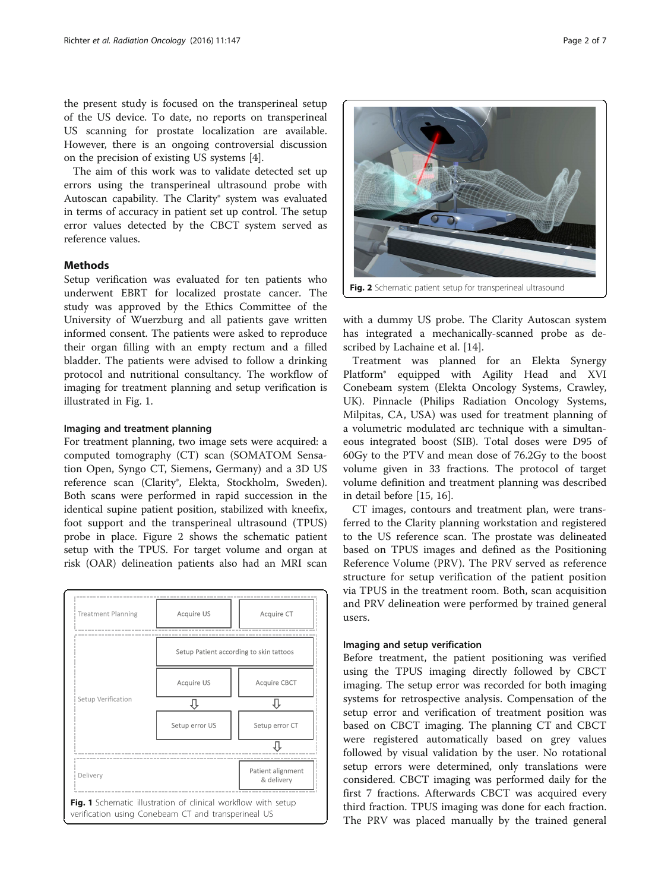the present study is focused on the transperineal setup of the US device. To date, no reports on transperineal US scanning for prostate localization are available. However, there is an ongoing controversial discussion on the precision of existing US systems [4].

The aim of this work was to validate detected set up errors using the transperineal ultrasound probe with Autoscan capability. The Clarity® system was evaluated in terms of accuracy in patient set up control. The setup error values detected by the CBCT system served as reference values.

## Methods

Setup verification was evaluated for ten patients who underwent EBRT for localized prostate cancer. The study was approved by the Ethics Committee of the University of Wuerzburg and all patients gave written informed consent. The patients were asked to reproduce their organ filling with an empty rectum and a filled bladder. The patients were advised to follow a drinking protocol and nutritional consultancy. The workflow of imaging for treatment planning and setup verification is illustrated in Fig. 1.

### Imaging and treatment planning

For treatment planning, two image sets were acquired: a computed tomography (CT) scan (SOMATOM Sensation Open, Syngo CT, Siemens, Germany) and a 3D US reference scan (Clarity®, Elekta, Stockholm, Sweden). Both scans were performed in rapid succession in the identical supine patient position, stabilized with kneefix, foot support and the transperineal ultrasound (TPUS) probe in place. Figure 2 shows the schematic patient setup with the TPUS. For target volume and organ at risk (OAR) delineation patients also had an MRI scan with a dummy US probe. The Clarity Autoscan system has integrated a mechanically-scanned probe as described by Lachaine et al. [14].

**Fig. 1** Schematic illustration of clinical workflow with setup verification using Conebeam CT and transperineal US

**Fig. 2** Schematic patient setup for transperineal ultrasound

Treatment was planned for an Elekta Synergy Platform® equipped with Agility Head and XVI Conebeam system (Elekta Oncology Systems, Crawley, UK). Pinnacle (Philips Radiation Oncology Systems, Milpitas, CA, USA) was used for treatment planning of a volumetric modulated arc technique with a simultaneous integrated boost (SIB). Total doses were D95 of 60Gy to the PTV and mean dose of 76.2Gy to the boost volume given in 33 fractions. The protocol of target volume definition and treatment planning was described in detail before [15, 16].

CT images, contours and treatment plan, were transferred to the Clarity planning workstation and registered to the US reference scan. The prostate was delineated based on TPUS images and defined as the Positioning Reference Volume (PRV). The PRV served as reference structure for setup verification of the patient position via TPUS in the treatment room. Both, scan acquisition and PRV delineation were performed by trained general users.

### Imaging and setup verification

Before treatment, the patient positioning was verified using the TPUS imaging directly followed by CBCT imaging. The setup error was recorded for both imaging systems for retrospective analysis. Compensation of the setup error and verification of treatment position was based on CBCT imaging. The planning CT and CBCT were registered automatically based on grey values followed by visual validation by the user. No rotational setup errors were determined, only translations were considered. CBCT imaging was performed daily for the first 7 fractions. Afterwards CBCT was acquired every third fraction. TPUS imaging was done for each fraction. The PRV was placed manually by the trained general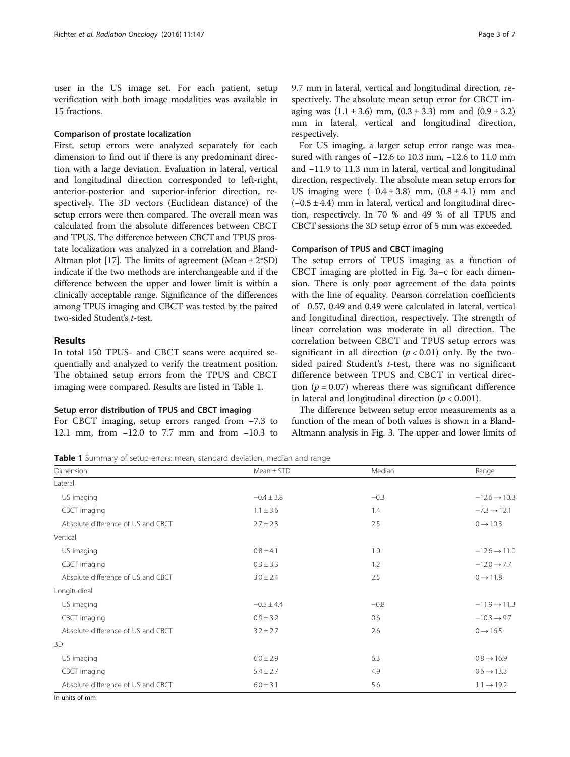user in the US image set. For each patient, setup verification with both image modalities was available in 15 fractions.

### Comparison of prostate localization

First, setup errors were analyzed separately for each dimension to find out if there is any predominant direction with a large deviation. Evaluation in lateral, vertical and longitudinal direction corresponded to left-right, anterior-posterior and superior-inferior direction, respectively. The 3D vectors (Euclidean distance) of the setup errors were then compared. The overall mean was calculated from the absolute differences between CBCT and TPUS. The difference between CBCT and TPUS prostate localization was analyzed in a correlation and Bland-Altman plot [17]. The limits of agreement (Mean ± 2*SD) indicate if the two methods are interchangeable and if the difference between the upper and lower limit is within a clinically acceptable range. Significance of the differences among TPUS imaging and CBCT was tested by the paired two-sided Student's *t*-test.

## Results

In total 150 TPUS- and CBCT scans were acquired sequentially and analyzed to verify the treatment position. The obtained setup errors from the TPUS and CBCT imaging were compared. Results are listed in Table 1.

### Setup error distribution of TPUS and CBCT imaging

For CBCT imaging, setup errors ranged from −7.3 to 12.1 mm, from −12.0 to 7.7 mm and from −10.3 to 9.7 mm in lateral, vertical and longitudinal direction, respectively. The absolute mean setup error for CBCT imaging was (1.1 ± 3.6) mm, (0.3 ± 3.3) mm and (0.9 ± 3.2) mm in lateral, vertical and longitudinal direction, respectively.

For US imaging, a larger setup error range was measured with ranges of −12.6 to 10.3 mm, −12.6 to 11.0 mm and −11.9 to 11.3 mm in lateral, vertical and longitudinal direction, respectively. The absolute mean setup errors for US imaging were (−0.4 ± 3.8) mm, (0.8 ± 4.1) mm and (−0.5 ± 4.4) mm in lateral, vertical and longitudinal direction, respectively. In 70 % and 49 % of all TPUS and CBCT sessions the 3D setup error of 5 mm was exceeded.

### Comparison of TPUS and CBCT imaging

The setup errors of TPUS imaging as a function of CBCT imaging are plotted in Fig. 3a–c for each dimension. There is only poor agreement of the data points with the line of equality. Pearson correlation coefficients of −0.57, 0.49 and 0.49 were calculated in lateral, vertical and longitudinal direction, respectively. The strength of linear correlation was moderate in all direction. The correlation between CBCT and TPUS setup errors was significant in all direction ($p < 0.01$) only. By the two-sided paired Student's *t*-test, there was no significant difference between TPUS and CBCT in vertical direction ($p = 0.07$) whereas there was significant difference in lateral and longitudinal direction ($p < 0.001$).

The difference between setup error measurements as a function of the mean of both values is shown in a Bland-Altmann analysis in Fig. 3. The upper and lower limits of

**Table 1** Summary of setup errors: mean, standard deviation, median and range

| Dimension | Mean ± STD | Median | Range |
|---|---|---|---|
| Lateral | | | |
| US imaging | −0.4 ± 3.8 | −0.3 | −12.6 → 10.3 |
| CBCT imaging | 1.1 ± 3.6 | 1.4 | −7.3 → 12.1 |
| Absolute difference of US and CBCT | 2.7 ± 2.3 | 2.5 | 0 → 10.3 |
| Vertical | | | |
| US imaging | 0.8 ± 4.1 | 1.0 | −12.6 → 11.0 |
| CBCT imaging | 0.3 ± 3.3 | 1.2 | −12.0 → 7.7 |
| Absolute difference of US and CBCT | 3.0 ± 2.4 | 2.5 | 0 → 11.8 |
| Longitudinal | | | |
| US imaging | −0.5 ± 4.4 | −0.8 | −11.9 → 11.3 |
| CBCT imaging | 0.9 ± 3.2 | 0.6 | −10.3 → 9.7 |
| Absolute difference of US and CBCT | 3.2 ± 2.7 | 2.6 | 0 → 16.5 |
| 3D | | | |
| US imaging | 6.0 ± 2.9 | 6.3 | 0.8 → 16.9 |
| CBCT imaging | 5.4 ± 2.7 | 4.9 | 0.6 → 13.3 |
| Absolute difference of US and CBCT | 6.0 ± 3.1 | 5.6 | 1.1 → 19.2 |

In units of mm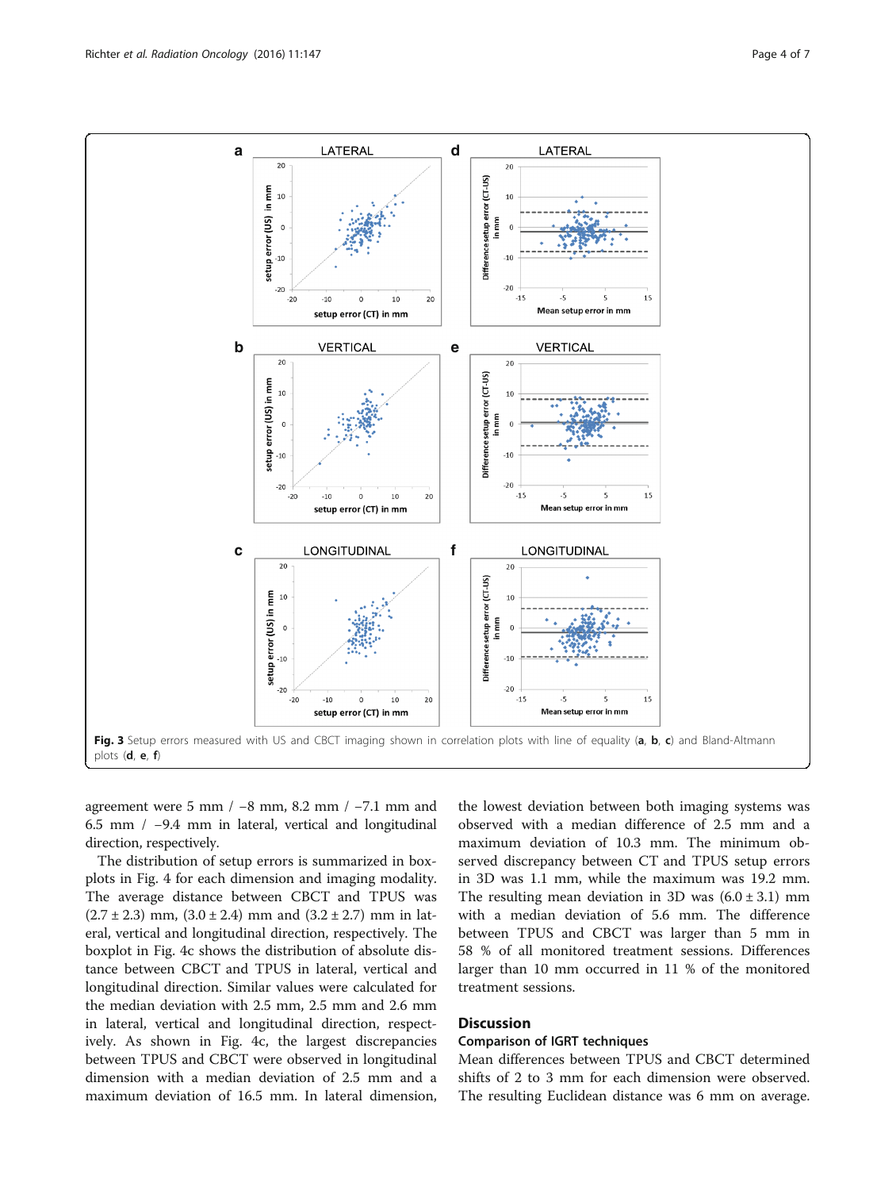Fig. 3 Setup errors measured with US and CBCT imaging shown in correlation plots with line of equality (**a**, **b**, **c**) and Bland-Altmann plots (**d**, **e**, **f**)

agreement were 5 mm / −8 mm, 8.2 mm / −7.1 mm and 6.5 mm / −9.4 mm in lateral, vertical and longitudinal direction, respectively.

The distribution of setup errors is summarized in boxplots in Fig. 4 for each dimension and imaging modality. The average distance between CBCT and TPUS was (2.7 ± 2.3) mm, (3.0 ± 2.4) mm and (3.2 ± 2.7) mm in lateral, vertical and longitudinal direction, respectively. The boxplot in Fig. 4c shows the distribution of absolute distance between CBCT and TPUS in lateral, vertical and longitudinal direction. Similar values were calculated for the median deviation with 2.5 mm, 2.5 mm and 2.6 mm in lateral, vertical and longitudinal direction, respectively. As shown in Fig. 4c, the largest discrepancies between TPUS and CBCT were observed in longitudinal dimension with a median deviation of 2.5 mm and a maximum deviation of 16.5 mm. In lateral dimension, the lowest deviation between both imaging systems was observed with a median difference of 2.5 mm and a maximum deviation of 10.3 mm. The minimum observed discrepancy between CT and TPUS setup errors in 3D was 1.1 mm, while the maximum was 19.2 mm. The resulting mean deviation in 3D was (6.0 ± 3.1) mm with a median deviation of 5.6 mm. The difference between TPUS and CBCT was larger than 5 mm in 58 % of all monitored treatment sessions. Differences larger than 10 mm occurred in 11 % of the monitored treatment sessions.

## Discussion

### Comparison of IGRT techniques

Mean differences between TPUS and CBCT determined shifts of 2 to 3 mm for each dimension were observed. The resulting Euclidean distance was 6 mm on average.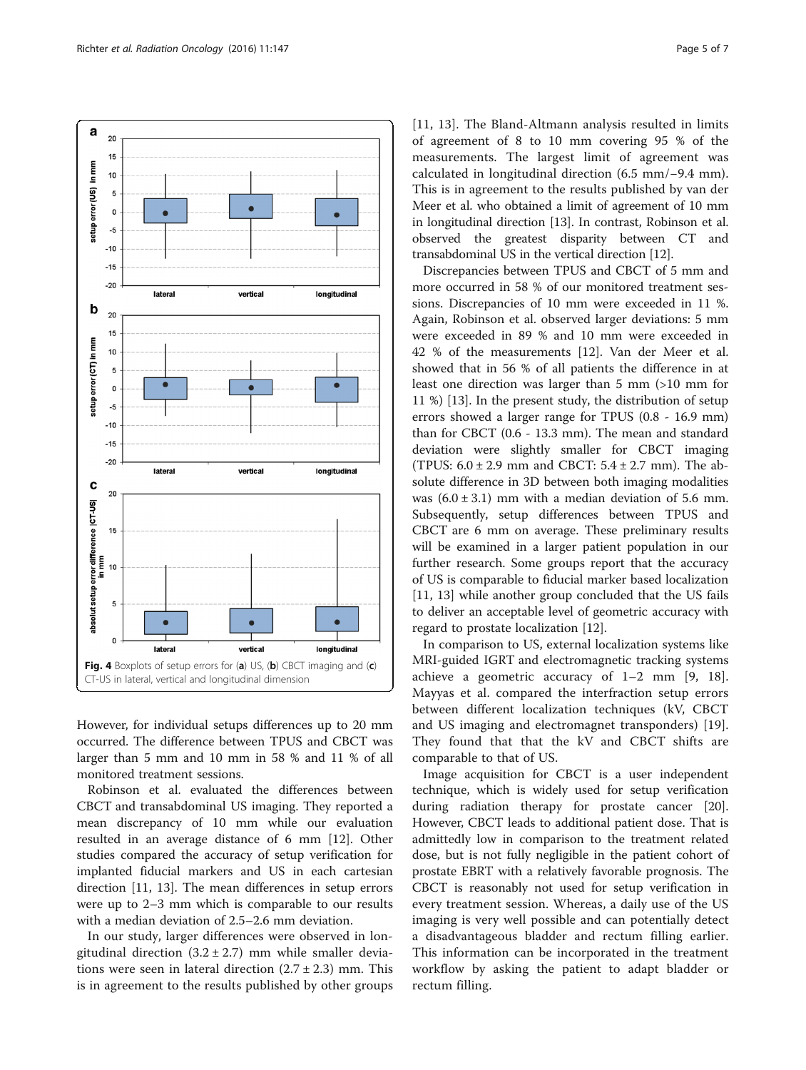Fig. 4 Boxplots of setup errors for (**a**) US, (**b**) CBCT imaging and (**c**) CT-US in lateral, vertical and longitudinal dimension

However, for individual setups differences up to 20 mm occurred. The difference between TPUS and CBCT was larger than 5 mm and 10 mm in 58 % and 11 % of all monitored treatment sessions.

Robinson et al. evaluated the differences between CBCT and transabdominal US imaging. They reported a mean discrepancy of 10 mm while our evaluation resulted in an average distance of 6 mm [12]. Other studies compared the accuracy of setup verification for implanted fiducial markers and US in each cartesian direction [11, 13]. The mean differences in setup errors were up to 2–3 mm which is comparable to our results with a median deviation of 2.5–2.6 mm deviation.

In our study, larger differences were observed in longitudinal direction ($3.2 \pm 2.7$) mm while smaller deviations were seen in lateral direction ($2.7 \pm 2.3$) mm. This is in agreement to the results published by other groups [11, 13]. The Bland-Altmann analysis resulted in limits of agreement of 8 to 10 mm covering 95 % of the measurements. The largest limit of agreement was calculated in longitudinal direction (6.5 mm/−9.4 mm). This is in agreement to the results published by van der Meer et al. who obtained a limit of agreement of 10 mm in longitudinal direction [13]. In contrast, Robinson et al. observed the greatest disparity between CT and transabdominal US in the vertical direction [12].

Discrepancies between TPUS and CBCT of 5 mm and more occurred in 58 % of our monitored treatment sessions. Discrepancies of 10 mm were exceeded in 11 %. Again, Robinson et al. observed larger deviations: 5 mm were exceeded in 89 % and 10 mm were exceeded in 42 % of the measurements [12]. Van der Meer et al. showed that in 56 % of all patients the difference in at least one direction was larger than 5 mm (>10 mm for 11 %) [13]. In the present study, the distribution of setup errors showed a larger range for TPUS (0.8 - 16.9 mm) than for CBCT (0.6 - 13.3 mm). The mean and standard deviation were slightly smaller for CBCT imaging (TPUS: $6.0 \pm 2.9$ mm and CBCT: $5.4 \pm 2.7$ mm). The absolute difference in 3D between both imaging modalities was ($6.0 \pm 3.1$) mm with a median deviation of 5.6 mm. Subsequently, setup differences between TPUS and CBCT are 6 mm on average. These preliminary results will be examined in a larger patient population in our further research. Some groups report that the accuracy of US is comparable to fiducial marker based localization [11, 13] while another group concluded that the US fails to deliver an acceptable level of geometric accuracy with regard to prostate localization [12].

In comparison to US, external localization systems like MRI-guided IGRT and electromagnetic tracking systems achieve a geometric accuracy of 1–2 mm [9, 18]. Mayyas et al. compared the interfraction setup errors between different localization techniques (kV, CBCT and US imaging and electromagnet transponders) [19]. They found that that the kV and CBCT shifts are comparable to that of US.

Image acquisition for CBCT is a user independent technique, which is widely used for setup verification during radiation therapy for prostate cancer [20]. However, CBCT leads to additional patient dose. That is admittedly low in comparison to the treatment related dose, but is not fully negligible in the patient cohort of prostate EBRT with a relatively favorable prognosis. The CBCT is reasonably not used for setup verification in every treatment session. Whereas, a daily use of the US imaging is very well possible and can potentially detect a disadvantageous bladder and rectum filling earlier. This information can be incorporated in the treatment workflow by asking the patient to adapt bladder or rectum filling.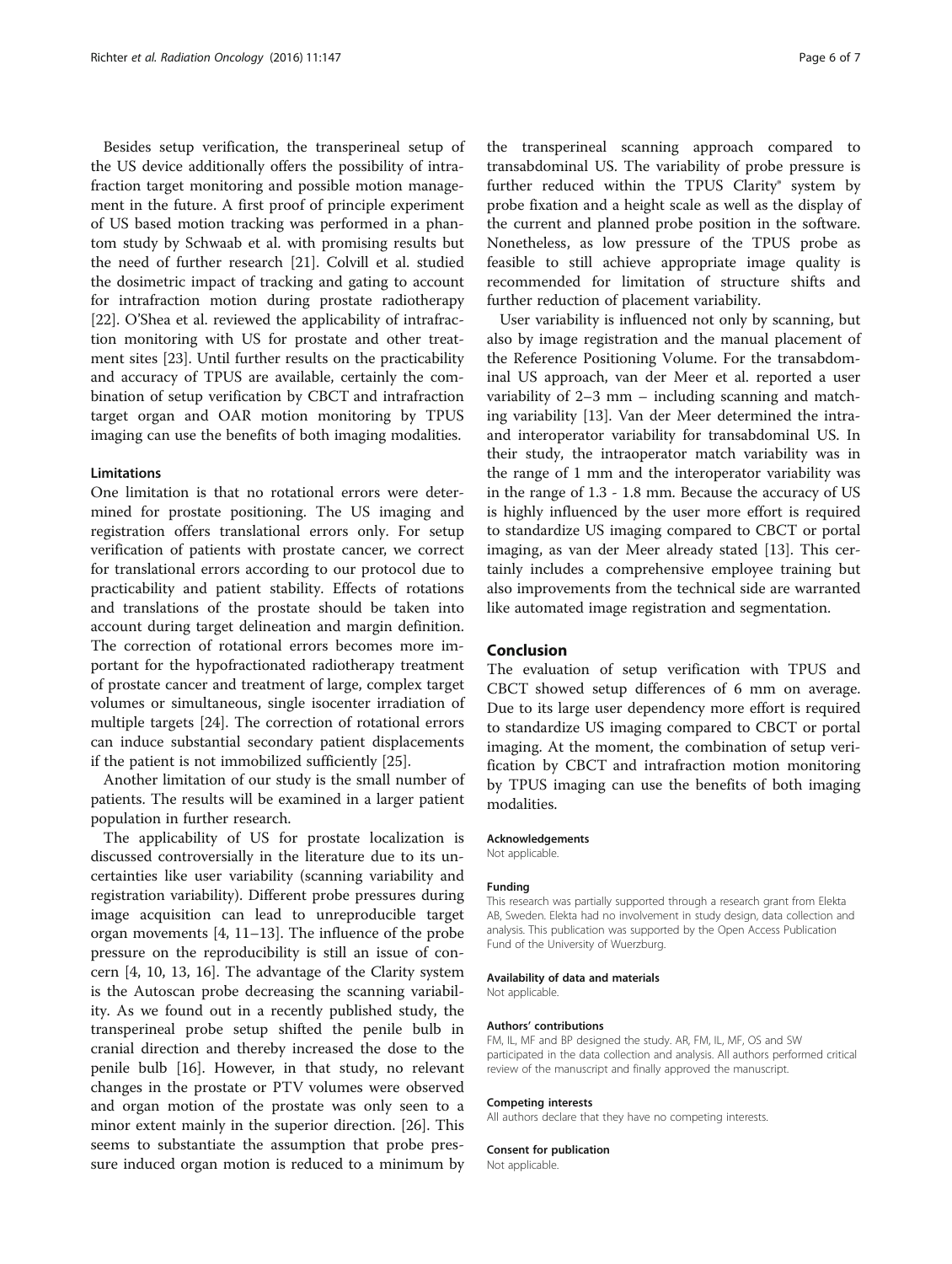Besides setup verification, the transperineal setup of the US device additionally offers the possibility of intrafraction target monitoring and possible motion management in the future. A first proof of principle experiment of US based motion tracking was performed in a phantom study by Schwaab et al. with promising results but the need of further research [21]. Colvill et al. studied the dosimetric impact of tracking and gating to account for intrafraction motion during prostate radiotherapy [22]. O'Shea et al. reviewed the applicability of intrafraction monitoring with US for prostate and other treatment sites [23]. Until further results on the practicability and accuracy of TPUS are available, certainly the combination of setup verification by CBCT and intrafraction target organ and OAR motion monitoring by TPUS imaging can use the benefits of both imaging modalities.

### Limitations

One limitation is that no rotational errors were determined for prostate positioning. The US imaging and registration offers translational errors only. For setup verification of patients with prostate cancer, we correct for translational errors according to our protocol due to practicability and patient stability. Effects of rotations and translations of the prostate should be taken into account during target delineation and margin definition. The correction of rotational errors becomes more important for the hypofractionated radiotherapy treatment of prostate cancer and treatment of large, complex target volumes or simultaneous, single isocenter irradiation of multiple targets [24]. The correction of rotational errors can induce substantial secondary patient displacements if the patient is not immobilized sufficiently [25].

Another limitation of our study is the small number of patients. The results will be examined in a larger patient population in further research.

The applicability of US for prostate localization is discussed controversially in the literature due to its uncertainties like user variability (scanning variability and registration variability). Different probe pressures during image acquisition can lead to unreproducible target organ movements [4, 11–13]. The influence of the probe pressure on the reproducibility is still an issue of concern [4, 10, 13, 16]. The advantage of the Clarity system is the Autoscan probe decreasing the scanning variability. As we found out in a recently published study, the transperineal probe setup shifted the penile bulb in cranial direction and thereby increased the dose to the penile bulb [16]. However, in that study, no relevant changes in the prostate or PTV volumes were observed and organ motion of the prostate was only seen to a minor extent mainly in the superior direction. [26]. This seems to substantiate the assumption that probe pressure induced organ motion is reduced to a minimum by the transperineal scanning approach compared to transabdominal US. The variability of probe pressure is further reduced within the TPUS Clarity® system by probe fixation and a height scale as well as the display of the current and planned probe position in the software. Nonetheless, as low pressure of the TPUS probe as feasible to still achieve appropriate image quality is recommended for limitation of structure shifts and further reduction of placement variability.

User variability is influenced not only by scanning, but also by image registration and the manual placement of the Reference Positioning Volume. For the transabdominal US approach, van der Meer et al. reported a user variability of 2–3 mm – including scanning and matching variability [13]. Van der Meer determined the intra- and interoperator variability for transabdominal US. In their study, the intraoperator match variability was in the range of 1 mm and the interoperator variability was in the range of 1.3 - 1.8 mm. Because the accuracy of US is highly influenced by the user more effort is required to standardize US imaging compared to CBCT or portal imaging, as van der Meer already stated [13]. This certainly includes a comprehensive employee training but also improvements from the technical side are warranted like automated image registration and segmentation.

## Conclusion

The evaluation of setup verification with TPUS and CBCT showed setup differences of 6 mm on average. Due to its large user dependency more effort is required to standardize US imaging compared to CBCT or portal imaging. At the moment, the combination of setup verification by CBCT and intrafraction motion monitoring by TPUS imaging can use the benefits of both imaging modalities.

#### Acknowledgements

Not applicable.

#### Funding

This research was partially supported through a research grant from Elekta AB, Sweden. Elekta had no involvement in study design, data collection and analysis. This publication was supported by the Open Access Publication Fund of the University of Wuerzburg.

#### Availability of data and materials

Not applicable.

#### Authors' contributions

FM, IL, MF and BP designed the study. AR, FM, IL, MF, OS and SW participated in the data collection and analysis. All authors performed critical review of the manuscript and finally approved the manuscript.

#### Competing interests

All authors declare that they have no competing interests.

#### Consent for publication

Not applicable.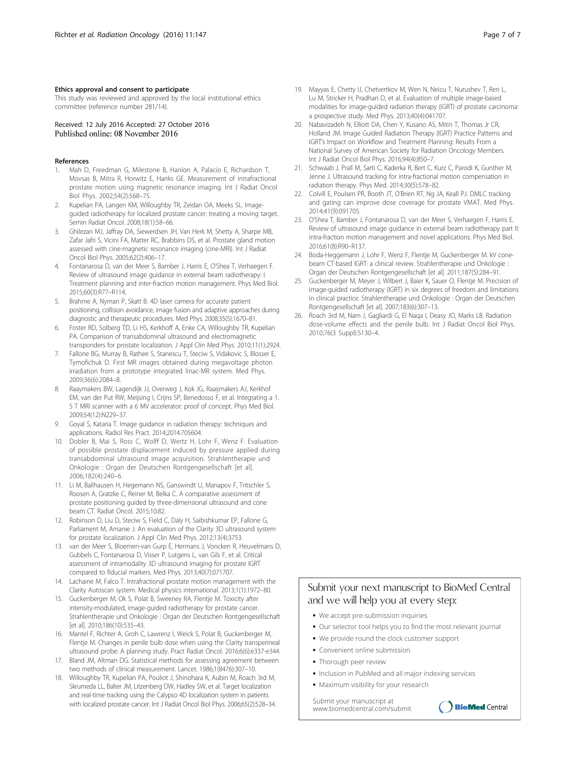#### Ethics approval and consent to participate

This study was reviewed and approved by the local institutional ethics committee (reference number 281/14).

Received: 12 July 2016 Accepted: 27 October 2016
Published online: 08 November 2016

#### References

1. Mah D, Freedman G, Milestone B, Hanlon A, Palacio E, Richardson T, Movsas B, Mitra R, Horwitz E, Hanks GE. Measurement of intrafractional prostate motion using magnetic resonance imaging. Int J Radiat Oncol Biol Phys. 2002;54(2):568–75.
2. Kupelian PA, Langen KM, Willoughby TR, Zeidan OA, Meeks SL. Image-guided radiotherapy for localized prostate cancer: treating a moving target. Semin Radiat Oncol. 2008;18(1):58–66.
3. Ghilezan MJ, Jaffray DA, Siewerdsen JH, Van Herk M, Shetty A, Sharpe MB, Zafar Jafri S, Vicini FA, Matter RC, Brabbins DS, et al. Prostate gland motion assessed with cine-magnetic resonance imaging (cine-MRI). Int J Radiat Oncol Biol Phys. 2005;62(2):406–17.
4. Fontanarosa D, van der Meer S, Bamber J, Harris E, O'Shea T, Verhaegen F. Review of ultrasound image guidance in external beam radiotherapy: I. Treatment planning and inter-fraction motion management. Phys Med Biol. 2015;60(3):R77–R114.
5. Brahme A, Nyman P, Skatt B. 4D laser camera for accurate patient positioning, collision avoidance, image fusion and adaptive approaches during diagnostic and therapeutic procedures. Med Phys. 2008;35(5):1670–81.
6. Foster RD, Solberg TD, Li HS, Kerkhoff A, Enke CA, Willoughby TR, Kupelian PA. Comparison of transabdominal ultrasound and electromagnetic transponders for prostate localization. J Appl Clin Med Phys. 2010;11(1):2924.
7. Fallone BG, Murray B, Rathee S, Stanescu T, Steciw S, Vidakovic S, Blosser E, Tymofichuk D. First MR images obtained during megavoltage photon irradiation from a prototype integrated linac-MR system. Med Phys. 2009;36(6):2084–8.
8. Raaymakers BW, Lagendijk JJ, Overweg J, Kok JG, Raaijmakers AJ, Kerkhof EM, van der Put RW, Meijsing I, Crijns SP, Benedosso F, et al. Integrating a 1. 5 T MRI scanner with a 6 MV accelerator: proof of concept. Phys Med Biol. 2009;54(12):N229–37.
9. Goyal S, Kataria T. Image guidance in radiation therapy: techniques and applications. Radiol Res Pract. 2014;2014:705604.
10. Dobler B, Mai S, Ross C, Wolff D, Wertz H, Lohr F, Wenz F. Evaluation of possible prostate displacement induced by pressure applied during transabdominal ultrasound image acquisition. Strahlentherapie und Onkologie : Organ der Deutschen Rontgengesellschaft [et al]. 2006;182(4):240–6.
11. Li M, Ballhausen H, Hegemann NS, Ganswindt U, Manapov F, Tritschler S, Roosen A, Gratzke C, Reiner M, Belka C. A comparative assessment of prostate positioning guided by three-dimensional ultrasound and cone beam CT. Radiat Oncol. 2015;10:82.
12. Robinson D, Liu D, Steciw S, Field C, Daly H, Saibishkumar EP, Fallone G, Parliament M, Amanie J. An evaluation of the Clarity 3D ultrasound system for prostate localization. J Appl Clin Med Phys. 2012;13(4):3753.
13. van der Meer S, Bloemen-van Gurp E, Hermans J, Voncken R, Heuvelmans D, Gubbels C, Fontanarosa D, Visser P, Lutgens L, van Gils F, et al. Critical assessment of intramodality 3D ultrasound imaging for prostate IGRT compared to fiducial markers. Med Phys. 2013;40(7):071707.
14. Lachaine M, Falco T. Intrafractional prostate motion management with the Clarity Autoscan system. Medical physics international. 2013;1(1):1972–80.
15. Guckenberger M, Ok S, Polat B, Sweeney RA, Flentje M. Toxicity after intensity-modulated, image-guided radiotherapy for prostate cancer. Strahlentherapie und Onkologie : Organ der Deutschen Rontgengesellschaft [et al]. 2010;186(10):535–43.
16. Mantel F, Richter A, Groh C, Lawrenz I, Weick S, Polat B, Guckenberger M, Flentje M. Changes in penile bulb dose when using the Clarity transperineal ultrasound probe: A planning study. Pract Radiat Oncol. 2016;6(6):e337-e344.
17. Bland JM, Altman DG. Statistical methods for assessing agreement between two methods of clinical measurement. Lancet. 1986;1(8476):307–10.
18. Willoughby TR, Kupelian PA, Pouliot J, Shinohara K, Aubin M, Roach 3rd M, Skrumeda LL, Balter JM, Litzenberg DW, Hadley SW, et al. Target localization and real-time tracking using the Calypso 4D localization system in patients with localized prostate cancer. Int J Radiat Oncol Biol Phys. 2006;65(2):528–34.
19. Mayyas E, Chetty IJ, Chetvertkov M, Wen N, Neicu T, Nurushev T, Ren L, Lu M, Stricker H, Pradhan D, et al. Evaluation of multiple image-based modalities for image-guided radiation therapy (IGRT) of prostate carcinoma: a prospective study. Med Phys. 2013;40(4):041707.
20. Nabavizadeh N, Elliott DA, Chen Y, Kusano AS, Mitin T, Thomas Jr CR, Holland JM. Image Guided Radiation Therapy (IGRT) Practice Patterns and IGRT's Impact on Workflow and Treatment Planning: Results From a National Survey of American Society for Radiation Oncology Members. Int J Radiat Oncol Biol Phys. 2016;94(4):850–7.
21. Schwaab J, Prall M, Sarti C, Kaderka R, Bert C, Kurz C, Parodi K, Gunther M, Jenne J. Ultrasound tracking for intra-fractional motion compensation in radiation therapy. Phys Med. 2014;30(5):578–82.
22. Colvill E, Poulsen PR, Booth JT, O'Brien RT, Ng JA, Keall PJ. DMLC tracking and gating can improve dose coverage for prostate VMAT. Med Phys. 2014;41(9):091705.
23. O'Shea T, Bamber J, Fontanarosa D, van der Meer S, Verhaegen F, Harris E. Review of ultrasound image guidance in external beam radiotherapy part II: intra-fraction motion management and novel applications. Phys Med Biol. 2016;61(8):R90–R137.
24. Boda-Heggemann J, Lohr F, Wenz F, Flentje M, Guckenberger M. kV cone-beam CT-based IGRT: a clinical review. Strahlentherapie und Onkologie : Organ der Deutschen Rontgengesellschaft [et al]. 2011;187(5):284–91.
25. Guckenberger M, Meyer J, Wilbert J, Baier K, Sauer O, Flentje M. Precision of image-guided radiotherapy (IGRT) in six degrees of freedom and limitations in clinical practice. Strahlentherapie und Onkologie : Organ der Deutschen Rontgengesellschaft [et al]. 2007;183(6):307–13.
26. Roach 3rd M, Nam J, Gagliardi G, El Naqa I, Deasy JO, Marks LB. Radiation dose-volume effects and the penile bulb. Int J Radiat Oncol Biol Phys. 2010;76(3 Suppl):S130–4.

Submit your next manuscript to BioMed Central and we will help you at every step:

- We accept pre-submission inquiries
- Our selector tool helps you to find the most relevant journal
- We provide round the clock customer support
- Convenient online submission
- Thorough peer review
- Inclusion in PubMed and all major indexing services
- Maximum visibility for your research

Submit your manuscript at
www.biomedcentral.com/submit

BioMed Central